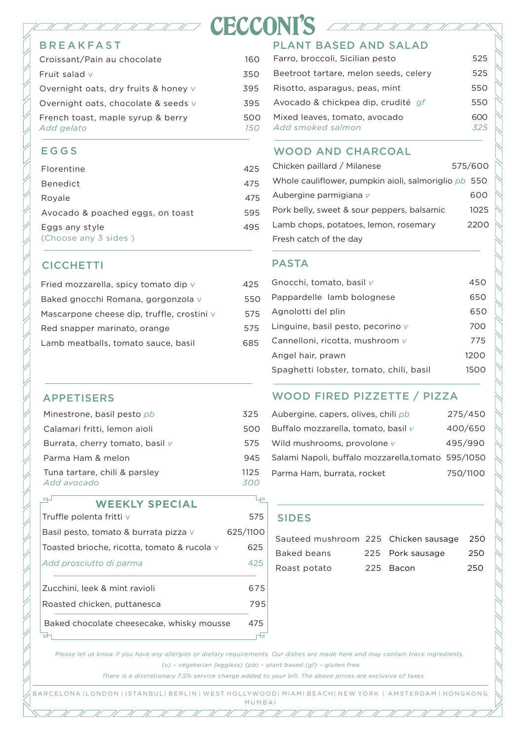# CECCONI'S

## BREAKFAST

| | |
|---|---|
| Croissant/Pain au chocolate | 160 |
| Fruit salad v | 350 |
| Overnight oats, dry fruits & honey v | 395 |
| Overnight oats, chocolate & seeds v | 395 |
| French toast, maple syrup & berry | 500 |
| *Add gelato* | *150* |

## EGGS

| | |
|---|---|
| Florentine | 425 |
| Benedict | 475 |
| Royale | 475 |
| Avocado & poached eggs, on toast | 595 |
| Eggs any style | 495 |
| (Choose any 3 sides ) | |

## CICCHETTI

| | |
|---|---|
| Fried mozzarella, spicy tomato dip v | 425 |
| Baked gnocchi Romana, gorgonzola v | 550 |
| Mascarpone cheese dip, truffle, crostini v | 575 |
| Red snapper marinato, orange | 575 |
| Lamb meatballs, tomato sauce, basil | 685 |

## APPETISERS

| | |
|---|---|
| Minestrone, basil pesto *pb* | 325 |
| Calamari fritti, lemon aioli | 500 |
| Burrata, cherry tomato, basil v | 575 |
| Parma Ham & melon | 945 |
| Tuna tartare, chili & parsley | 1125 |
| *Add avocado* | *300* |

## WEEKLY SPECIAL

| | |
|---|---|
| Truffle polenta fritti v | 575 |
| Basil pesto, tomato & burrata pizza v | 625/1100 |
| Toasted brioche, ricotta, tomato & rucola v | 625 |
| *Add prosciutto di parma* | *425* |
| Zucchini, leek & mint ravioli | 675 |
| Roasted chicken, puttanesca | 795 |
| Baked chocolate cheesecake, whisky mousse | 475 |

## PLANT BASED AND SALAD

| | |
|---|---|
| Farro, broccoli, Sicilian pesto | 525 |
| Beetroot tartare, melon seeds, celery | 525 |
| Risotto, asparagus, peas, mint | 550 |
| Avocado & chickpea dip, crudité *gf* | 550 |
| Mixed leaves, tomato, avocado | 600 |
| *Add smoked salmon* | *325* |

## WOOD AND CHARCOAL

| | |
|---|---|
| Chicken paillard / Milanese | 575/600 |
| Whole cauliflower, pumpkin aioli, salmoriglio *pb* | 550 |
| Aubergine parmigiana v | 600 |
| Pork belly, sweet & sour peppers, balsamic | 1025 |
| Lamb chops, potatoes, lemon, rosemary | 2200 |
| Fresh catch of the day | |

## PASTA

| | |
|---|---|
| Gnocchi, tomato, basil v | 450 |
| Pappardelle lamb bolognese | 650 |
| Agnolotti del plin | 650 |
| Linguine, basil pesto, pecorino v | 700 |
| Cannelloni, ricotta, mushroom v | 775 |
| Angel hair, prawn | 1200 |
| Spaghetti lobster, tomato, chili, basil | 1500 |

## WOOD FIRED PIZZETTE / PIZZA

| | |
|---|---|
| Aubergine, capers, olives, chili *pb* | 275/450 |
| Buffalo mozzarella, tomato, basil v | 400/650 |
| Wild mushrooms, provolone v | 495/990 |
| Salami Napoli, buffalo mozzarella,tomato | 595/1050 |
| Parma Ham, burrata, rocket | 750/1100 |

## SIDES

| | | | |
|---|---|---|---|
| Sauteed mushroom | 225 | Chicken sausage | 250 |
| Baked beans | 225 | Pork sausage | 250 |
| Roast potato | 225 | Bacon | 250 |

*Please let us know if you have any allergies or dietary requirements. Our dishes are made here and may contain trace ingredients.*

*(v) – vegetarian (eggless) (pb) – plant based (gf) – gluten free.*

*There is a discretionary 7.5% service charge added to your bill. The above prices are exclusive of taxes*

BARCELONA | LONDON | ISTANBUL | BERLIN | WEST HOLLYWOOD | MIAMI BEACH | NEW YORK | AMSTERDAM | HONGKONG MUMBAI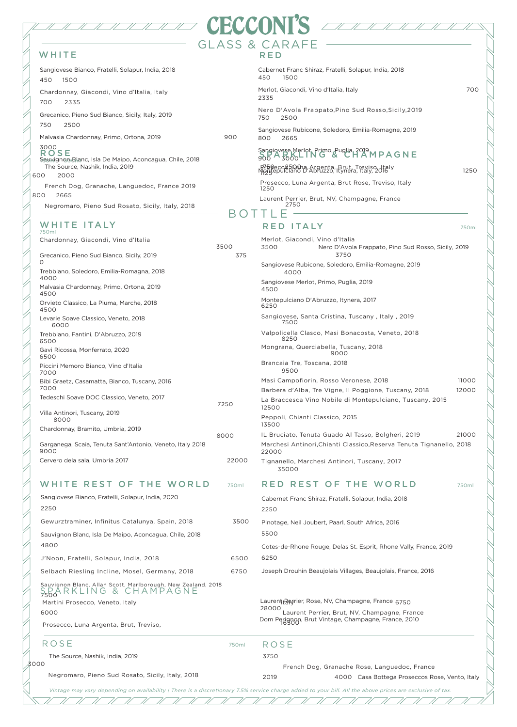# CECCONI'S

## GLASS & CARAFE

### WHITE

Sangiovese Bianco, Fratelli, Solapur, India, 2018
450 1500

Chardonnay, Giacondi, Vino d'Italia, Italy
700 2335

Grecanico, Pieno Sud Bianco, Sicily, Italy, 2019
750 2500

Malvasia Chardonnay, Primo, Ortona, 2019 900
3000

Sauvignon Blanc, Isla De Maipo, Aconcagua, Chile, 2018

### ROSE

The Source, Nashik, India, 2019
600 2000

French Dog, Granache, Languedoc, France 2019
800 2665

Negromaro, Pieno Sud Rosato, Sicily, Italy, 2018

### RED

Cabernet Franc Shiraz, Fratelli, Solapur, India, 2018
450 1500

Merlot, Giacondi, Vino d'Italia, Italy 700
2335

Nero D'Avola Frappato,Pino Sud Rosso,Sicily,2019
750 2500

Sangiovese Rubicone, Soledoro, Emilia-Romagne, 2019
800 2665

Sangiovese Merlot, Primo, Puglia, 2019
900 3000

Montepulciano D'Abruzzo, Itynera, Italy, 2016
1125

### SPARKLING & CHAMPAGNE

Prosecco, Luna Argenta, Brut, Treviso, Italy
750 2500 1250

Prosecco, Luna Argenta, Brut Rose, Treviso, Italy
1250

Laurent Perrier, Brut, NV, Champagne, France
2750

## BOTTLE

### WHITE ITALY

750ml

Chardonnay, Giacondi, Vino d'Italia 3500

Grecanico, Pieno Sud Bianco, Sicily, 2019 3750

Trebbiano, Soledoro, Emilia-Romagna, 2018
4000

Malvasia Chardonnay, Primo, Ortona, 2019
4500

Orvieto Classico, La Piuma, Marche, 2018
4500

Levarie Soave Classico, Veneto, 2018
6000

Trebbiano, Fantini, D'Abruzzo, 2019
6500

Gavi Ricossa, Monferrato, 2020
6500

Piccini Memoro Bianco, Vino d'Italia
7000

Bibi Graetz, Casamatta, Bianco, Tuscany, 2016
7000

Tedeschi Soave DOC Classico, Veneto, 2017 7250

Villa Antinori, Tuscany, 2019
8000

Chardonnay, Bramito, Umbria, 2019 8000

Garganega, Scaia, Tenuta Sant'Antonio, Veneto, Italy 2018
9000

Cervero dela sala, Umbria 2017 22000

### RED ITALY

750ml

Merlot, Giacondi, Vino d'Italia
3500

Nero D'Avola Frappato, Pino Sud Rosso, Sicily, 2019
3750

Sangiovese Rubicone, Soledoro, Emilia-Romagne, 2019
4000

Sangiovese Merlot, Primo, Puglia, 2019
4500

Montepulciano D'Abruzzo, Itynera, 2017
6250

Sangiovese, Santa Cristina, Tuscany , Italy , 2019
7500

Valpolicella Clasco, Masi Bonacosta, Veneto, 2018
8250

Mongrana, Querciabella, Tuscany, 2018
9000

Brancaia Tre, Toscana, 2018
9500

Masi Campofiorin, Rosso Veronese, 2018 11000

Barbera d'Alba, Tre Vigne, Il Poggione, Tuscany, 2018 12000

La Braccesca Vino Nobile di Montepulciano, Tuscany, 2015
12500

Peppoli, Chianti Classico, 2015
13500

IL Bruciato, Tenuta Guado Al Tasso, Bolgheri, 2019 21000

Marchesi Antinori,Chianti Classico,Reserva Tenuta Tignanello, 2018
22000

Tignanello, Marchesi Antinori, Tuscany, 2017
35000

### WHITE REST OF THE WORLD

750ml

Sangiovese Bianco, Fratelli, Solapur, India, 2020
2250

Gewurztraminer, Infinitus Catalunya, Spain, 2018 3500

Sauvignon Blanc, Isla De Maipo, Aconcagua, Chile, 2018
4800

J'Noon, Fratelli, Solapur, India, 2018 6500

Selbach Riesling Incline, Mosel, Germany, 2018 6750

Sauvignon Blanc, Allan Scott, Marlborough, New Zealand, 2018
7500

### RED REST OF THE WORLD

750ml

Cabernet Franc Shiraz, Fratelli, Solapur, India, 2018
2250

Pinotage, Neil Joubert, Paarl, South Africa, 2016
5500

Cotes-de-Rhone Rouge, Delas St. Esprit, Rhone Vally, France, 2019
6250

Joseph Drouhin Beaujolais Villages, Beaujolais, France, 2016

### SPARKLING & CHAMPAGNE

Martini Prosecco, Veneto, Italy
6000

Prosecco, Luna Argenta, Brut, Treviso, Italy

Laurent Perrier, Rose, NV, Champagne, France 6750
28000

Laurent Perrier, Brut, NV, Champagne, France
16500

Dom Perignon, Brut Vintage, Champagne, France, 2010

### ROSE

750ml

The Source, Nashik, India, 2019
3000

Negromaro, Pieno Sud Rosato, Sicily, Italy, 2018

### ROSE

3750

French Dog, Granache Rose, Languedoc, France
2019

4000 Casa Bottega Proseccos Rose, Vento, Italy

*Vintage may vary depending on availability | There is a discretionary 7.5% service charge added to your bill. All the above prices are exclusive of tax.*